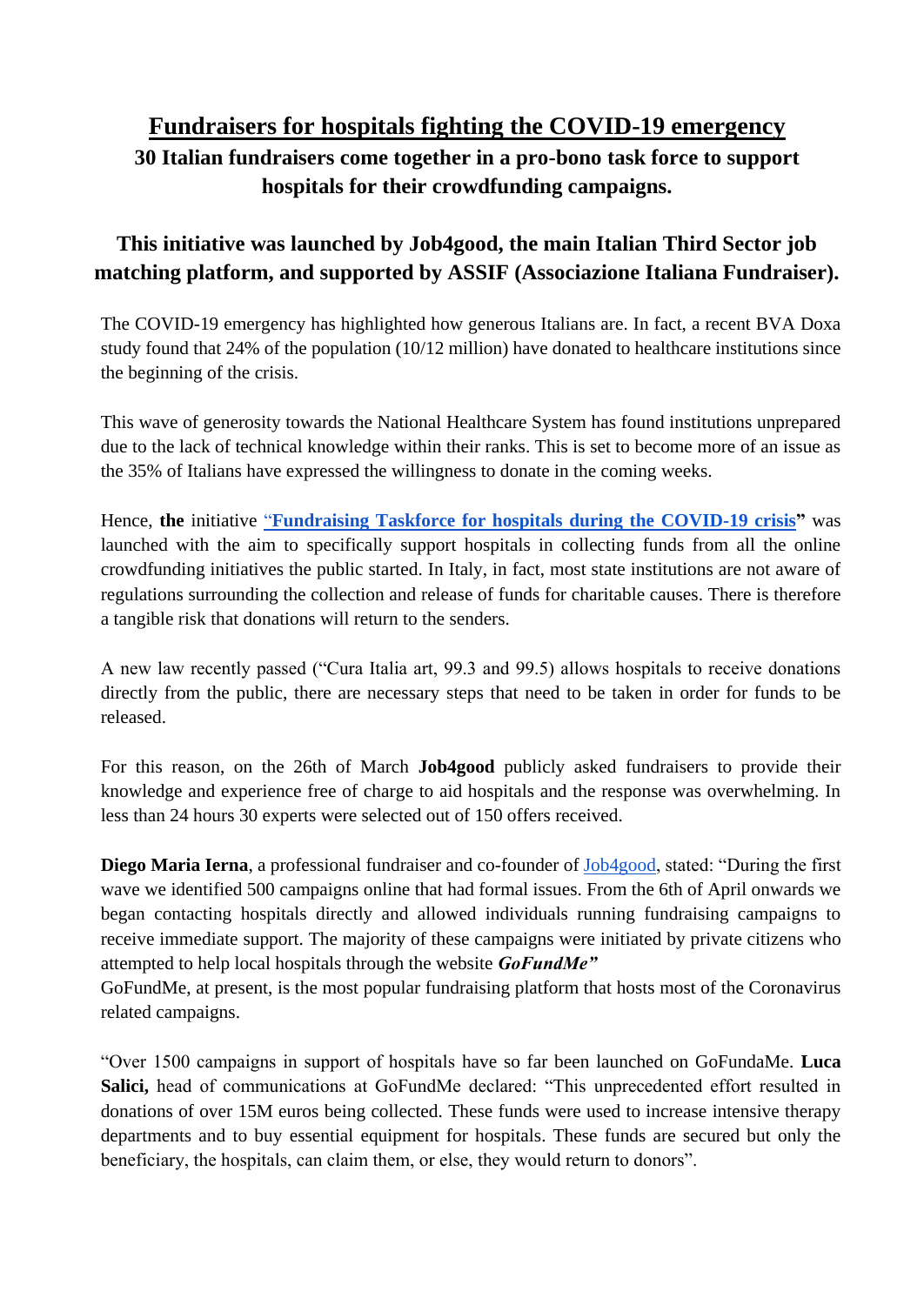# Fundraisers for hospitals fighting the COVID-19 emergency

**30 Italian fundraisers come together in a pro-bono task force to support hospitals for their crowdfunding campaigns.**

## This initiative was launched by Job4good, the main Italian Third Sector job matching platform, and supported by ASSIF (Associazione Italiana Fundraiser).

The COVID-19 emergency has highlighted how generous Italians are. In fact, a recent BVA Doxa study found that 24% of the population (10/12 million) have donated to healthcare institutions since the beginning of the crisis.

This wave of generosity towards the National Healthcare System has found institutions unprepared due to the lack of technical knowledge within their ranks. This is set to become more of an issue as the 35% of Italians have expressed the willingness to donate in the coming weeks.

Hence, **the** initiative **"Fundraising Taskforce for hospitals during the COVID-19 crisis"** was launched with the aim to specifically support hospitals in collecting funds from all the online crowdfunding initiatives the public started. In Italy, in fact, most state institutions are not aware of regulations surrounding the collection and release of funds for charitable causes. There is therefore a tangible risk that donations will return to the senders.

A new law recently passed ("Cura Italia art, 99.3 and 99.5) allows hospitals to receive donations directly from the public, there are necessary steps that need to be taken in order for funds to be released.

For this reason, on the 26th of March **Job4good** publicly asked fundraisers to provide their knowledge and experience free of charge to aid hospitals and the response was overwhelming. In less than 24 hours 30 experts were selected out of 150 offers received.

**Diego Maria Ierna**, a professional fundraiser and co-founder of Job4good, stated: "During the first wave we identified 500 campaigns online that had formal issues. From the 6th of April onwards we began contacting hospitals directly and allowed individuals running fundraising campaigns to receive immediate support. The majority of these campaigns were initiated by private citizens who attempted to help local hospitals through the website ***GoFundMe"***
GoFundMe, at present, is the most popular fundraising platform that hosts most of the Coronavirus related campaigns.

"Over 1500 campaigns in support of hospitals have so far been launched on GoFundaMe. **Luca Salici,** head of communications at GoFundMe declared: "This unprecedented effort resulted in donations of over 15M euros being collected. These funds were used to increase intensive therapy departments and to buy essential equipment for hospitals. These funds are secured but only the beneficiary, the hospitals, can claim them, or else, they would return to donors".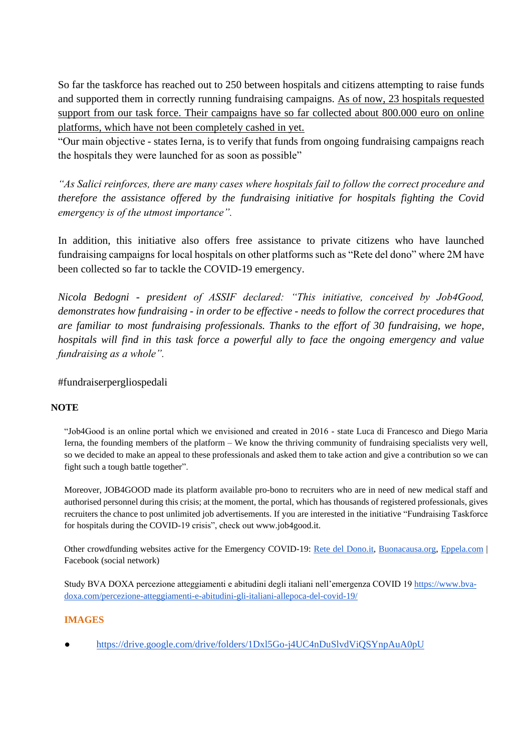So far the taskforce has reached out to 250 between hospitals and citizens attempting to raise funds and supported them in correctly running fundraising campaigns. <u>As of now, 23 hospitals requested support from our task force. Their campaigns have so far collected about 800.000 euro on online platforms, which have not been completely cashed in yet.</u>
“Our main objective - states Ierna, is to verify that funds from ongoing fundraising campaigns reach the hospitals they were launched for as soon as possible”

*“As Salici reinforces, there are many cases where hospitals fail to follow the correct procedure and therefore the assistance offered by the fundraising initiative for hospitals fighting the Covid emergency is of the utmost importance”.*

In addition, this initiative also offers free assistance to private citizens who have launched fundraising campaigns for local hospitals on other platforms such as “Rete del dono” where 2M have been collected so far to tackle the COVID-19 emergency.

*Nicola Bedogni - president of ASSIF declared: “This initiative, conceived by Job4Good, demonstrates how fundraising - in order to be effective - needs to follow the correct procedures that are familiar to most fundraising professionals. Thanks to the effort of 30 fundraising, we hope, hospitals will find in this task force a powerful ally to face the ongoing emergency and value fundraising as a whole”.*

#fundraiserpergliospedali

**NOTE**

“Job4Good is an online portal which we envisioned and created in 2016 - state Luca di Francesco and Diego Maria Ierna, the founding members of the platform – We know the thriving community of fundraising specialists very well, so we decided to make an appeal to these professionals and asked them to take action and give a contribution so we can fight such a tough battle together”.

Moreover, JOB4GOOD made its platform available pro-bono to recruiters who are in need of new medical staff and authorised personnel during this crisis; at the moment, the portal, which has thousands of registered professionals, gives recruiters the chance to post unlimited job advertisements. If you are interested in the initiative “Fundraising Taskforce for hospitals during the COVID-19 crisis”, check out www.job4good.it.

Other crowdfunding websites active for the Emergency COVID-19: [Rete del Dono.it](), [Buonacausa.org](), [Eppela.com]() | Facebook (social network)

Study BVA DOXA percezione atteggiamenti e abitudini degli italiani nell’emergenza COVID 19 https://www.bva-doxa.com/percezione-atteggiamenti-e-abitudini-gli-italiani-allepoca-del-covid-19/

**IMAGES**

- https://drive.google.com/drive/folders/1Dxl5Go-j4UC4nDuSlvdViQSYnpAuA0pU